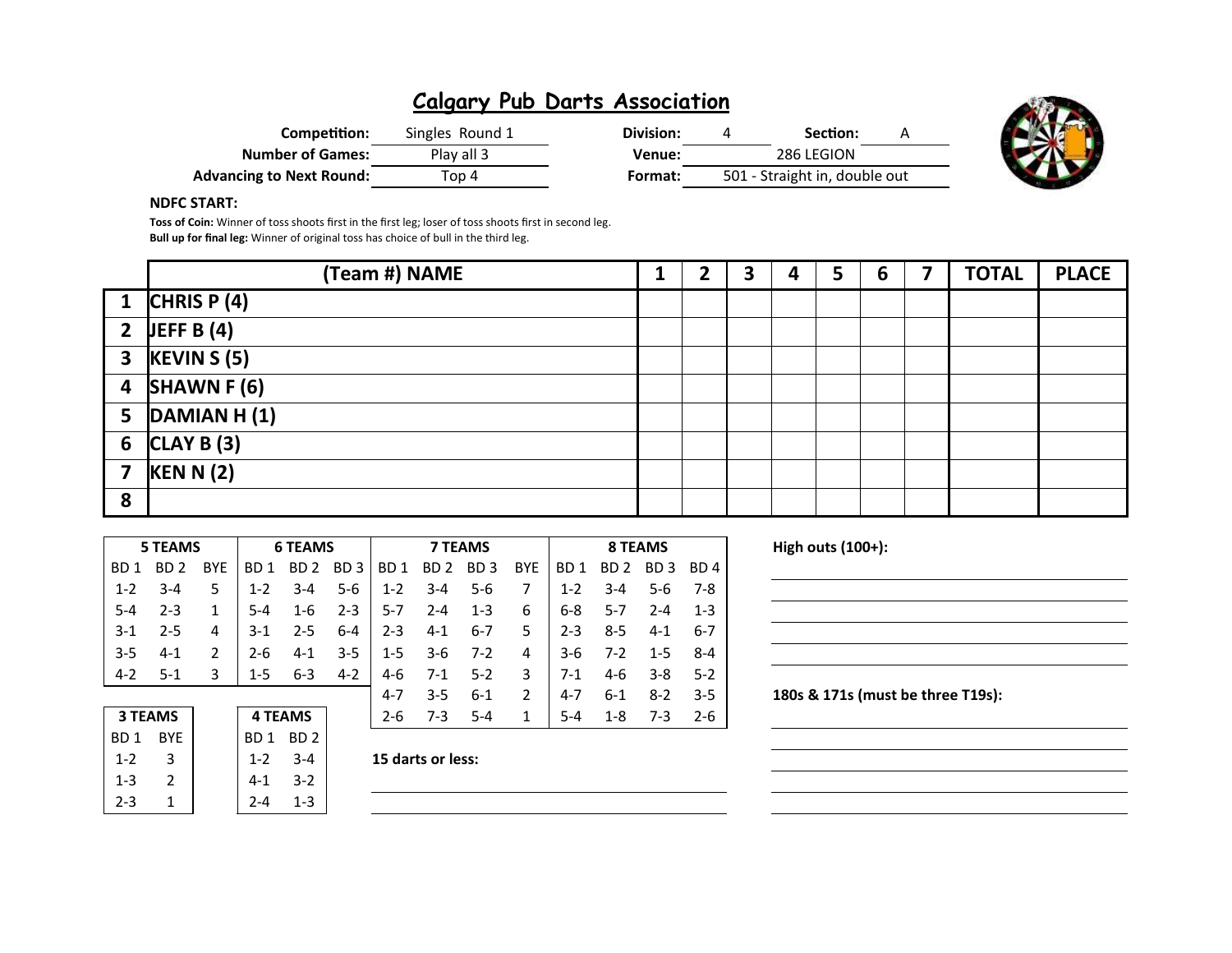# Calgary Pub Darts Association

| | | | | | |
|---|---|---|---|---|---|
| **Competition:** | Singles Round 1 | **Division:** | 4 | **Section:** | A |
| **Number of Games:** | Play all 3 | **Venue:** | 286 LEGION | | |
| **Advancing to Next Round:** | Top 4 | **Format:** | 501 - Straight in, double out | | |

**NDFC START:**

**Toss of Coin:** Winner of toss shoots first in the first leg; loser of toss shoots first in second leg.
**Bull up for final leg:** Winner of original toss has choice of bull in the third leg.

| | (Team #) NAME | 1 | 2 | 3 | 4 | 5 | 6 | 7 | TOTAL | PLACE |
|---|---|---|---|---|---|---|---|---|---|---|
| 1 | CHRIS P (4) | | | | | | | | | |
| 2 | JEFF B (4) | | | | | | | | | |
| 3 | KEVIN S (5) | | | | | | | | | |
| 4 | SHAWN F (6) | | | | | | | | | |
| 5 | DAMIAN H (1) | | | | | | | | | |
| 6 | CLAY B (3) | | | | | | | | | |
| 7 | KEN N (2) | | | | | | | | | |
| 8 | | | | | | | | | | |

| 5 TEAMS | | | 6 TEAMS | | | 7 TEAMS | | | | 8 TEAMS | | | |
|---|---|---|---|---|---|---|---|---|---|---|---|---|---|
| BD 1 | BD 2 | BYE | BD 1 | BD 2 | BD 3 | BD 1 | BD 2 | BD 3 | BYE | BD 1 | BD 2 | BD 3 | BD 4 |
| 1-2 | 3-4 | 5 | 1-2 | 3-4 | 5-6 | 1-2 | 3-4 | 5-6 | 7 | 1-2 | 3-4 | 5-6 | 7-8 |
| 5-4 | 2-3 | 1 | 5-4 | 1-6 | 2-3 | 5-7 | 2-4 | 1-3 | 6 | 6-8 | 5-7 | 2-4 | 1-3 |
| 3-1 | 2-5 | 4 | 3-1 | 2-5 | 6-4 | 2-3 | 4-1 | 6-7 | 5 | 2-3 | 8-5 | 4-1 | 6-7 |
| 3-5 | 4-1 | 2 | 2-6 | 4-1 | 3-5 | 1-5 | 3-6 | 7-2 | 4 | 3-6 | 7-2 | 1-5 | 8-4 |
| 4-2 | 5-1 | 3 | 1-5 | 6-3 | 4-2 | 4-6 | 7-1 | 5-2 | 3 | 7-1 | 4-6 | 3-8 | 5-2 |
| | | | | | | 4-7 | 3-5 | 6-1 | 2 | 4-7 | 6-1 | 8-2 | 3-5 |
| | | | | | | 2-6 | 7-3 | 5-4 | 1 | 5-4 | 1-8 | 7-3 | 2-6 |

| 3 TEAMS | |
|---|---|
| BD 1 | BYE |
| 1-2 | 3 |
| 1-3 | 2 |
| 2-3 | 1 |

| 4 TEAMS | |
|---|---|
| BD 1 | BD 2 |
| 1-2 | 3-4 |
| 4-1 | 3-2 |
| 2-4 | 1-3 |

**15 darts or less:**

**High outs (100+):**

**180s & 171s (must be three T19s):**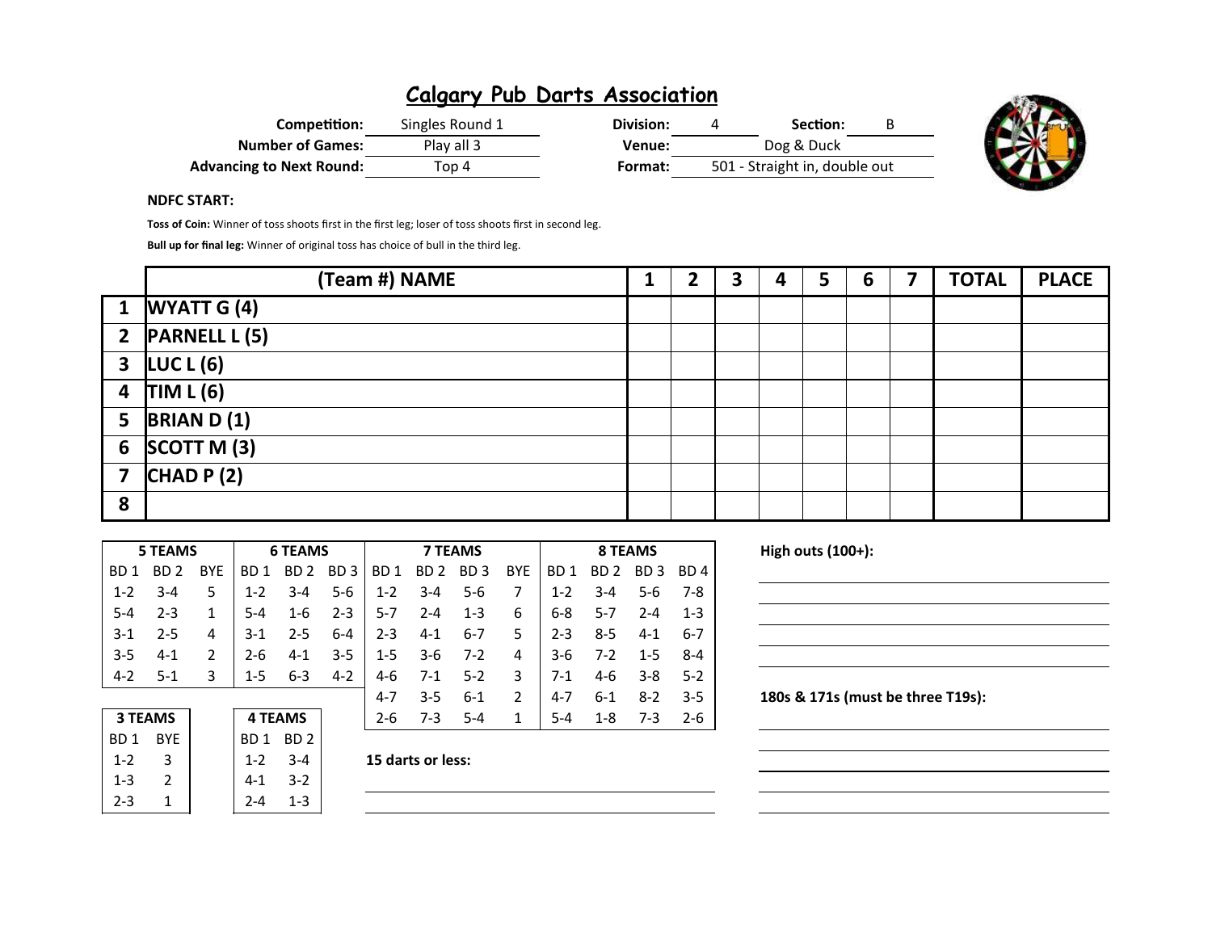# Calgary Pub Darts Association

**Competition:** Singles Round 1
**Number of Games:** Play all 3
**Advancing to Next Round:** Top 4

**Division:** 4 **Section:** B
**Venue:** Dog & Duck
**Format:** 501 - Straight in, double out

**NDFC START:**

**Toss of Coin:** Winner of toss shoots first in the first leg; loser of toss shoots first in second leg.

**Bull up for final leg:** Winner of original toss has choice of bull in the third leg.

| | (Team #) NAME | 1 | 2 | 3 | 4 | 5 | 6 | 7 | TOTAL | PLACE |
|---|---|---|---|---|---|---|---|---|---|---|
| 1 | WYATT G (4) | | | | | | | | | |
| 2 | PARNELL L (5) | | | | | | | | | |
| 3 | LUC L (6) | | | | | | | | | |
| 4 | TIM L (6) | | | | | | | | | |
| 5 | BRIAN D (1) | | | | | | | | | |
| 6 | SCOTT M (3) | | | | | | | | | |
| 7 | CHAD P (2) | | | | | | | | | |
| 8 | | | | | | | | | | |

| 5 TEAMS | | | 6 TEAMS | | | 7 TEAMS | | | | 8 TEAMS | | | |
|---|---|---|---|---|---|---|---|---|---|---|---|---|---|
| BD 1 | BD 2 | BYE | BD 1 | BD 2 | BD 3 | BD 1 | BD 2 | BD 3 | BYE | BD 1 | BD 2 | BD 3 | BD 4 |
| 1-2 | 3-4 | 5 | 1-2 | 3-4 | 5-6 | 1-2 | 3-4 | 5-6 | 7 | 1-2 | 3-4 | 5-6 | 7-8 |
| 5-4 | 2-3 | 1 | 5-4 | 1-6 | 2-3 | 5-7 | 2-4 | 1-3 | 6 | 6-8 | 5-7 | 2-4 | 1-3 |
| 3-1 | 2-5 | 4 | 3-1 | 2-5 | 6-4 | 2-3 | 4-1 | 6-7 | 5 | 2-3 | 8-5 | 4-1 | 6-7 |
| 3-5 | 4-1 | 2 | 2-6 | 4-1 | 3-5 | 1-5 | 3-6 | 7-2 | 4 | 3-6 | 7-2 | 1-5 | 8-4 |
| 4-2 | 5-1 | 3 | 1-5 | 6-3 | 4-2 | 4-6 | 7-1 | 5-2 | 3 | 7-1 | 4-6 | 3-8 | 5-2 |
| | | | | | | 4-7 | 3-5 | 6-1 | 2 | 4-7 | 6-1 | 8-2 | 3-5 |
| | | | | | | 2-6 | 7-3 | 5-4 | 1 | 5-4 | 1-8 | 7-3 | 2-6 |

| 3 TEAMS | |
|---|---|
| BD 1 | BYE |
| 1-2 | 3 |
| 1-3 | 2 |
| 2-3 | 1 |

| 4 TEAMS | |
|---|---|
| BD 1 | BD 2 |
| 1-2 | 3-4 |
| 4-1 | 3-2 |
| 2-4 | 1-3 |

**15 darts or less:**

**High outs (100+):**

**180s & 171s (must be three T19s):**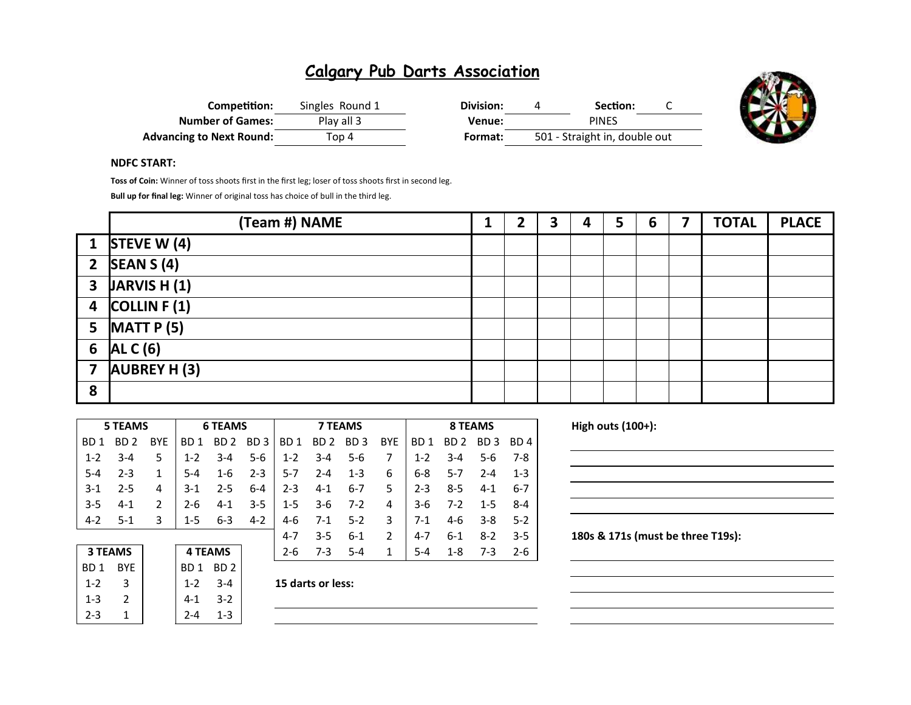# Calgary Pub Darts Association

**Competition:** Singles Round 1
**Number of Games:** Play all 3
**Advancing to Next Round:** Top 4

**Division:** 4 **Section:** C
**Venue:** PINES
**Format:** 501 - Straight in, double out

**NDFC START:**

**Toss of Coin:** Winner of toss shoots first in the first leg; loser of toss shoots first in second leg.

**Bull up for final leg:** Winner of original toss has choice of bull in the third leg.

| | (Team #) NAME | 1 | 2 | 3 | 4 | 5 | 6 | 7 | TOTAL | PLACE |
|---|---|---|---|---|---|---|---|---|---|---|
| 1 | STEVE W (4) | | | | | | | | | |
| 2 | SEAN S (4) | | | | | | | | | |
| 3 | JARVIS H (1) | | | | | | | | | |
| 4 | COLLIN F (1) | | | | | | | | | |
| 5 | MATT P (5) | | | | | | | | | |
| 6 | AL C (6) | | | | | | | | | |
| 7 | AUBREY H (3) | | | | | | | | | |
| 8 | | | | | | | | | | |

| 5 TEAMS | | | 6 TEAMS | | | 7 TEAMS | | | | 8 TEAMS | | | |
|---|---|---|---|---|---|---|---|---|---|---|---|---|---|
| BD 1 | BD 2 | BYE | BD 1 | BD 2 | BD 3 | BD 1 | BD 2 | BD 3 | BYE | BD 1 | BD 2 | BD 3 | BD 4 |
| 1-2 | 3-4 | 5 | 1-2 | 3-4 | 5-6 | 1-2 | 3-4 | 5-6 | 7 | 1-2 | 3-4 | 5-6 | 7-8 |
| 5-4 | 2-3 | 1 | 5-4 | 1-6 | 2-3 | 5-7 | 2-4 | 1-3 | 6 | 6-8 | 5-7 | 2-4 | 1-3 |
| 3-1 | 2-5 | 4 | 3-1 | 2-5 | 6-4 | 2-3 | 4-1 | 6-7 | 5 | 2-3 | 8-5 | 4-1 | 6-7 |
| 3-5 | 4-1 | 2 | 2-6 | 4-1 | 3-5 | 1-5 | 3-6 | 7-2 | 4 | 3-6 | 7-2 | 1-5 | 8-4 |
| 4-2 | 5-1 | 3 | 1-5 | 6-3 | 4-2 | 4-6 | 7-1 | 5-2 | 3 | 7-1 | 4-6 | 3-8 | 5-2 |
| | | | | | | 4-7 | 3-5 | 6-1 | 2 | 4-7 | 6-1 | 8-2 | 3-5 |
| | | | | | | 2-6 | 7-3 | 5-4 | 1 | 5-4 | 1-8 | 7-3 | 2-6 |

| 3 TEAMS | |
|---|---|
| BD 1 | BYE |
| 1-2 | 3 |
| 1-3 | 2 |
| 2-3 | 1 |

| 4 TEAMS | |
|---|---|
| BD 1 | BD 2 |
| 1-2 | 3-4 |
| 4-1 | 3-2 |
| 2-4 | 1-3 |

**15 darts or less:**

**High outs (100+):**

**180s & 171s (must be three T19s):**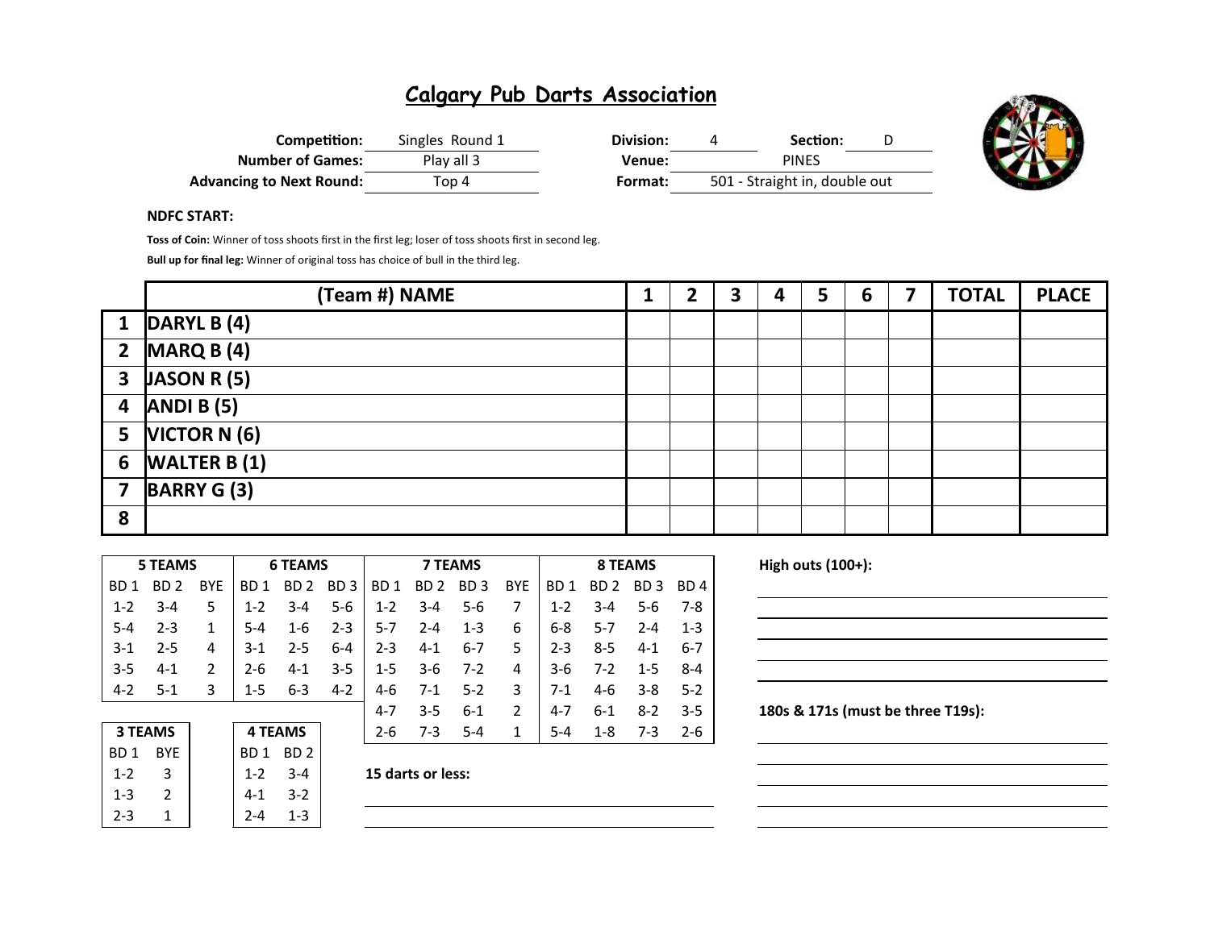# Calgary Pub Darts Association

| | | | |
|---|---|---|---|
| **Competition:** | Singles Round 1 | **Division:** | 4 |
| **Section:** | D | | |
| **Number of Games:** | Play all 3 | **Venue:** | PINES |
| **Advancing to Next Round:** | Top 4 | **Format:** | 501 - Straight in, double out |

**NDFC START:**

**Toss of Coin:** Winner of toss shoots first in the first leg; loser of toss shoots first in second leg.

**Bull up for final leg:** Winner of original toss has choice of bull in the third leg.

| | (Team #) NAME | 1 | 2 | 3 | 4 | 5 | 6 | 7 | TOTAL | PLACE |
|---|---|---|---|---|---|---|---|---|---|---|
| 1 | DARYL B (4) | | | | | | | | | |
| 2 | MARQ B (4) | | | | | | | | | |
| 3 | JASON R (5) | | | | | | | | | |
| 4 | ANDI B (5) | | | | | | | | | |
| 5 | VICTOR N (6) | | | | | | | | | |
| 6 | WALTER B (1) | | | | | | | | | |
| 7 | BARRY G (3) | | | | | | | | | |
| 8 | | | | | | | | | | |

| 5 TEAMS | | | 6 TEAMS | | | 7 TEAMS | | | | 8 TEAMS | | | |
|---|---|---|---|---|---|---|---|---|---|---|---|---|---|
| BD 1 | BD 2 | BYE | BD 1 | BD 2 | BD 3 | BD 1 | BD 2 | BD 3 | BYE | BD 1 | BD 2 | BD 3 | BD 4 |
| 1-2 | 3-4 | 5 | 1-2 | 3-4 | 5-6 | 1-2 | 3-4 | 5-6 | 7 | 1-2 | 3-4 | 5-6 | 7-8 |
| 5-4 | 2-3 | 1 | 5-4 | 1-6 | 2-3 | 5-7 | 2-4 | 1-3 | 6 | 6-8 | 5-7 | 2-4 | 1-3 |
| 3-1 | 2-5 | 4 | 3-1 | 2-5 | 6-4 | 2-3 | 4-1 | 6-7 | 5 | 2-3 | 8-5 | 4-1 | 6-7 |
| 3-5 | 4-1 | 2 | 2-6 | 4-1 | 3-5 | 1-5 | 3-6 | 7-2 | 4 | 3-6 | 7-2 | 1-5 | 8-4 |
| 4-2 | 5-1 | 3 | 1-5 | 6-3 | 4-2 | 4-6 | 7-1 | 5-2 | 3 | 7-1 | 4-6 | 3-8 | 5-2 |
| | | | | | | 4-7 | 3-5 | 6-1 | 2 | 4-7 | 6-1 | 8-2 | 3-5 |
| | | | | | | 2-6 | 7-3 | 5-4 | 1 | 5-4 | 1-8 | 7-3 | 2-6 |

| 3 TEAMS | |
|---|---|
| BD 1 | BYE |
| 1-2 | 3 |
| 1-3 | 2 |
| 2-3 | 1 |

| 4 TEAMS | |
|---|---|
| BD 1 | BD 2 |
| 1-2 | 3-4 |
| 4-1 | 3-2 |
| 2-4 | 1-3 |

**15 darts or less:**

**High outs (100+):**

**180s & 171s (must be three T19s):**